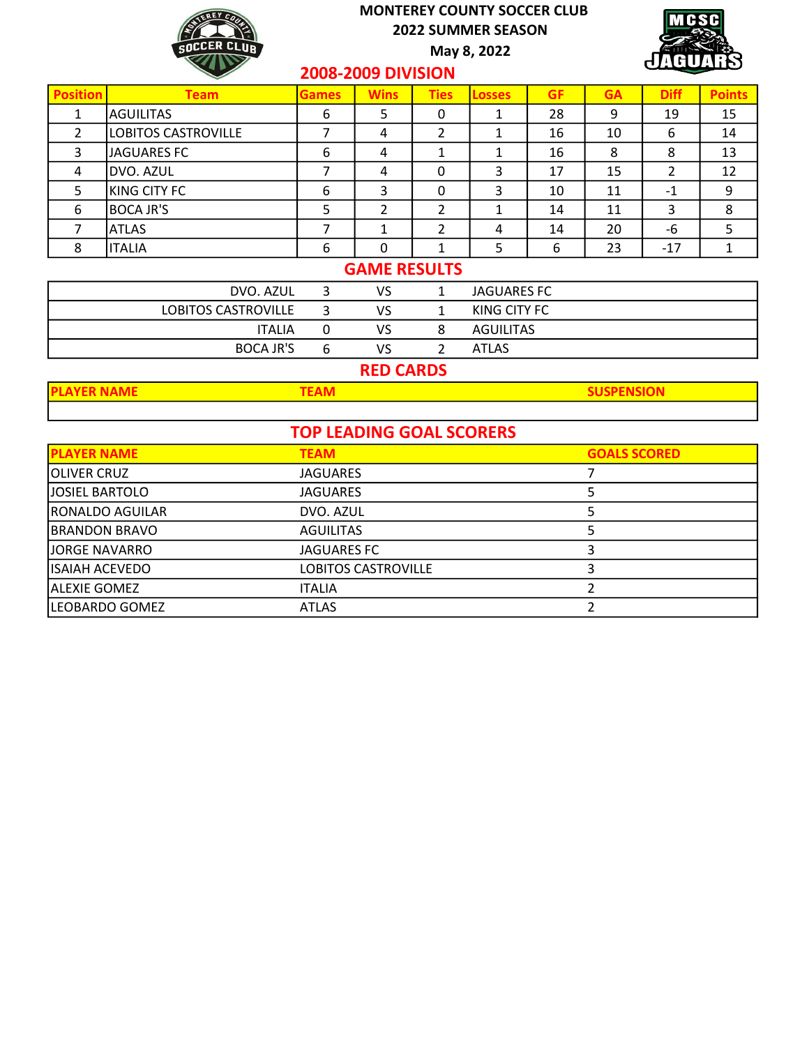# MONTEREY COUNTY SOCCER CLUB

## 2022 SUMMER SEASON

May 8, 2022

## 2008-2009 DIVISION

| Position | Team | Games | Wins | Ties | Losses | GF | GA | Diff | Points |
|---|---|---|---|---|---|---|---|---|---|
| 1 | AGUILITAS | 6 | 5 | 0 | 1 | 28 | 9 | 19 | 15 |
| 2 | LOBITOS CASTROVILLE | 7 | 4 | 2 | 1 | 16 | 10 | 6 | 14 |
| 3 | JAGUARES FC | 6 | 4 | 1 | 1 | 16 | 8 | 8 | 13 |
| 4 | DVO. AZUL | 7 | 4 | 0 | 3 | 17 | 15 | 2 | 12 |
| 5 | KING CITY FC | 6 | 3 | 0 | 3 | 10 | 11 | -1 | 9 |
| 6 | BOCA JR'S | 5 | 2 | 2 | 1 | 14 | 11 | 3 | 8 |
| 7 | ATLAS | 7 | 1 | 2 | 4 | 14 | 20 | -6 | 5 |
| 8 | ITALIA | 6 | 0 | 1 | 5 | 6 | 23 | -17 | 1 |

## GAME RESULTS

| | | | | |
|---|---|---|---|---|
| DVO. AZUL | 3 | VS | 1 | JAGUARES FC |
| LOBITOS CASTROVILLE | 3 | VS | 1 | KING CITY FC |
| ITALIA | 0 | VS | 8 | AGUILITAS |
| BOCA JR'S | 6 | VS | 2 | ATLAS |

## RED CARDS

| PLAYER NAME | TEAM | SUSPENSION |
|---|---|---|
| | | |

## TOP LEADING GOAL SCORERS

| PLAYER NAME | TEAM | GOALS SCORED |
|---|---|---|
| OLIVER CRUZ | JAGUARES | 7 |
| JOSIEL BARTOLO | JAGUARES | 5 |
| RONALDO AGUILAR | DVO. AZUL | 5 |
| BRANDON BRAVO | AGUILITAS | 5 |
| JORGE NAVARRO | JAGUARES FC | 3 |
| ISAIAH ACEVEDO | LOBITOS CASTROVILLE | 3 |
| ALEXIE GOMEZ | ITALIA | 2 |
| LEOBARDO GOMEZ | ATLAS | 2 |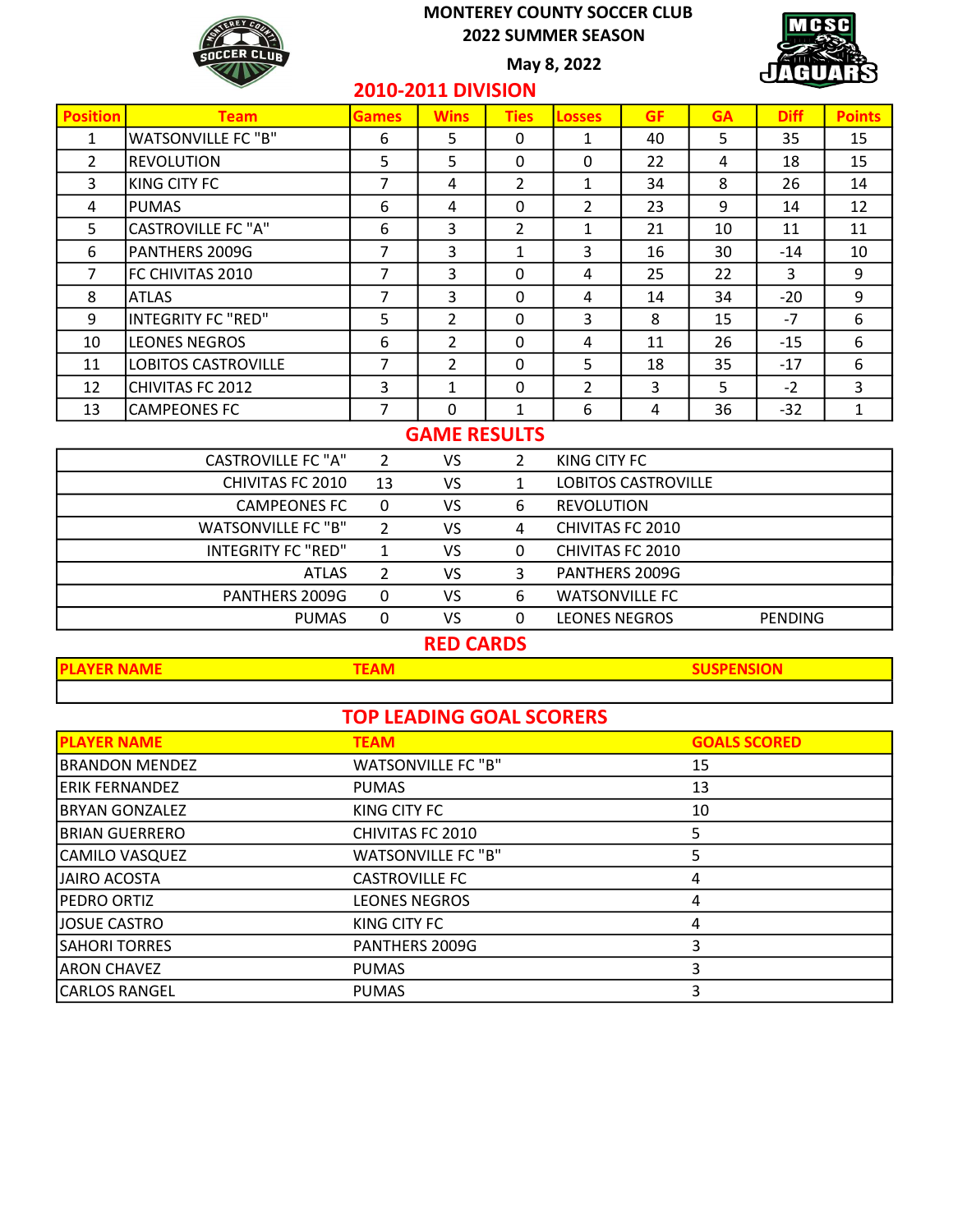# MONTEREY COUNTY SOCCER CLUB

## 2022 SUMMER SEASON

May 8, 2022

## 2010-2011 DIVISION

| Position | Team | Games | Wins | Ties | Losses | GF | GA | Diff | Points |
|---|---|---|---|---|---|---|---|---|---|
| 1 | WATSONVILLE FC "B" | 6 | 5 | 0 | 1 | 40 | 5 | 35 | 15 |
| 2 | REVOLUTION | 5 | 5 | 0 | 0 | 22 | 4 | 18 | 15 |
| 3 | KING CITY FC | 7 | 4 | 2 | 1 | 34 | 8 | 26 | 14 |
| 4 | PUMAS | 6 | 4 | 0 | 2 | 23 | 9 | 14 | 12 |
| 5 | CASTROVILLE FC "A" | 6 | 3 | 2 | 1 | 21 | 10 | 11 | 11 |
| 6 | PANTHERS 2009G | 7 | 3 | 1 | 3 | 16 | 30 | -14 | 10 |
| 7 | FC CHIVITAS 2010 | 7 | 3 | 0 | 4 | 25 | 22 | 3 | 9 |
| 8 | ATLAS | 7 | 3 | 0 | 4 | 14 | 34 | -20 | 9 |
| 9 | INTEGRITY FC "RED" | 5 | 2 | 0 | 3 | 8 | 15 | -7 | 6 |
| 10 | LEONES NEGROS | 6 | 2 | 0 | 4 | 11 | 26 | -15 | 6 |
| 11 | LOBITOS CASTROVILLE | 7 | 2 | 0 | 5 | 18 | 35 | -17 | 6 |
| 12 | CHIVITAS FC 2012 | 3 | 1 | 0 | 2 | 3 | 5 | -2 | 3 |
| 13 | CAMPEONES FC | 7 | 0 | 1 | 6 | 4 | 36 | -32 | 1 |

## GAME RESULTS

| | | | | | |
|---|---|---|---|---|---|
| CASTROVILLE FC "A" | 2 | VS | 2 | KING CITY FC | |
| CHIVITAS FC 2010 | 13 | VS | 1 | LOBITOS CASTROVILLE | |
| CAMPEONES FC | 0 | VS | 6 | REVOLUTION | |
| WATSONVILLE FC "B" | 2 | VS | 4 | CHIVITAS FC 2010 | |
| INTEGRITY FC "RED" | 1 | VS | 0 | CHIVITAS FC 2010 | |
| ATLAS | 2 | VS | 3 | PANTHERS 2009G | |
| PANTHERS 2009G | 0 | VS | 6 | WATSONVILLE FC | |
| PUMAS | 0 | VS | 0 | LEONES NEGROS | PENDING |

## RED CARDS

| PLAYER NAME | TEAM | SUSPENSION |
|---|---|---|
| | | |

## TOP LEADING GOAL SCORERS

| PLAYER NAME | TEAM | GOALS SCORED |
|---|---|---|
| BRANDON MENDEZ | WATSONVILLE FC "B" | 15 |
| ERIK FERNANDEZ | PUMAS | 13 |
| BRYAN GONZALEZ | KING CITY FC | 10 |
| BRIAN GUERRERO | CHIVITAS FC 2010 | 5 |
| CAMILO VASQUEZ | WATSONVILLE FC "B" | 5 |
| JAIRO ACOSTA | CASTROVILLE FC | 4 |
| PEDRO ORTIZ | LEONES NEGROS | 4 |
| JOSUE CASTRO | KING CITY FC | 4 |
| SAHORI TORRES | PANTHERS 2009G | 3 |
| ARON CHAVEZ | PUMAS | 3 |
| CARLOS RANGEL | PUMAS | 3 |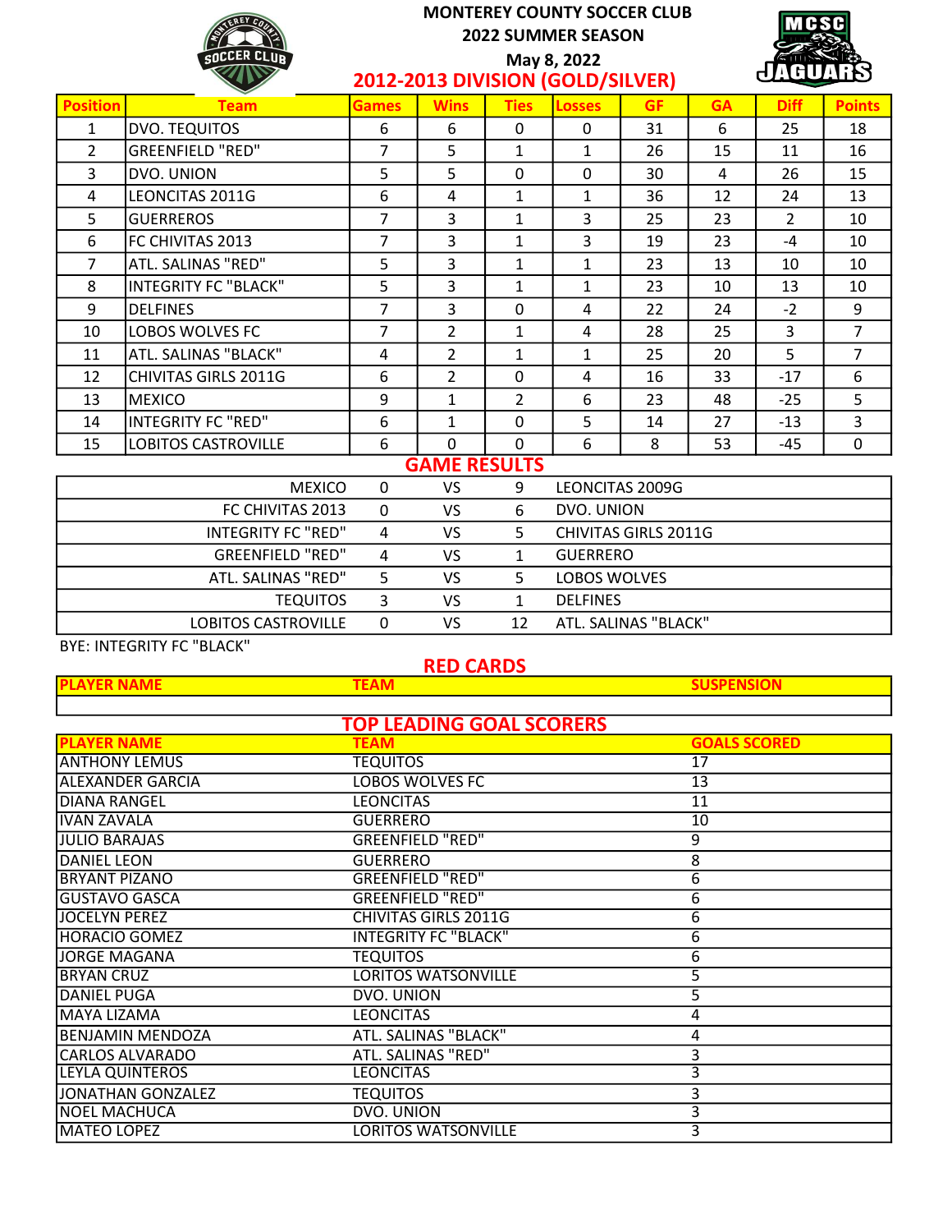# MONTEREY COUNTY SOCCER CLUB

## 2022 SUMMER SEASON

May 8, 2022

## 2012-2013 DIVISION (GOLD/SILVER)

| Position | Team | Games | Wins | Ties | Losses | GF | GA | Diff | Points |
|---|---|---|---|---|---|---|---|---|---|
| 1 | DVO. TEQUITOS | 6 | 6 | 0 | 0 | 31 | 6 | 25 | 18 |
| 2 | GREENFIELD "RED" | 7 | 5 | 1 | 1 | 26 | 15 | 11 | 16 |
| 3 | DVO. UNION | 5 | 5 | 0 | 0 | 30 | 4 | 26 | 15 |
| 4 | LEONCITAS 2011G | 6 | 4 | 1 | 1 | 36 | 12 | 24 | 13 |
| 5 | GUERREROS | 7 | 3 | 1 | 3 | 25 | 23 | 2 | 10 |
| 6 | FC CHIVITAS 2013 | 7 | 3 | 1 | 3 | 19 | 23 | -4 | 10 |
| 7 | ATL. SALINAS "RED" | 5 | 3 | 1 | 1 | 23 | 13 | 10 | 10 |
| 8 | INTEGRITY FC "BLACK" | 5 | 3 | 1 | 1 | 23 | 10 | 13 | 10 |
| 9 | DELFINES | 7 | 3 | 0 | 4 | 22 | 24 | -2 | 9 |
| 10 | LOBOS WOLVES FC | 7 | 2 | 1 | 4 | 28 | 25 | 3 | 7 |
| 11 | ATL. SALINAS "BLACK" | 4 | 2 | 1 | 1 | 25 | 20 | 5 | 7 |
| 12 | CHIVITAS GIRLS 2011G | 6 | 2 | 0 | 4 | 16 | 33 | -17 | 6 |
| 13 | MEXICO | 9 | 1 | 2 | 6 | 23 | 48 | -25 | 5 |
| 14 | INTEGRITY FC "RED" | 6 | 1 | 0 | 5 | 14 | 27 | -13 | 3 |
| 15 | LOBITOS CASTROVILLE | 6 | 0 | 0 | 6 | 8 | 53 | -45 | 0 |

## GAME RESULTS

| Team | Score | | Score | Team |
|---|---|---|---|---|
| MEXICO | 0 | VS | 9 | LEONCITAS 2009G |
| FC CHIVITAS 2013 | 0 | VS | 6 | DVO. UNION |
| INTEGRITY FC "RED" | 4 | VS | 5 | CHIVITAS GIRLS 2011G |
| GREENFIELD "RED" | 4 | VS | 1 | GUERRERO |
| ATL. SALINAS "RED" | 5 | VS | 5 | LOBOS WOLVES |
| TEQUITOS | 3 | VS | 1 | DELFINES |
| LOBITOS CASTROVILLE | 0 | VS | 12 | ATL. SALINAS "BLACK" |

BYE: INTEGRITY FC "BLACK"

## RED CARDS

| PLAYER NAME | TEAM | SUSPENSION |
|---|---|---|
| | | |

## TOP LEADING GOAL SCORERS

| PLAYER NAME | TEAM | GOALS SCORED |
|---|---|---|
| ANTHONY LEMUS | TEQUITOS | 17 |
| ALEXANDER GARCIA | LOBOS WOLVES FC | 13 |
| DIANA RANGEL | LEONCITAS | 11 |
| IVAN ZAVALA | GUERRERO | 10 |
| JULIO BARAJAS | GREENFIELD "RED" | 9 |
| DANIEL LEON | GUERRERO | 8 |
| BRYANT PIZANO | GREENFIELD "RED" | 6 |
| GUSTAVO GASCA | GREENFIELD "RED" | 6 |
| JOCELYN PEREZ | CHIVITAS GIRLS 2011G | 6 |
| HORACIO GOMEZ | INTEGRITY FC "BLACK" | 6 |
| JORGE MAGANA | TEQUITOS | 6 |
| BRYAN CRUZ | LORITOS WATSONVILLE | 5 |
| DANIEL PUGA | DVO. UNION | 5 |
| MAYA LIZAMA | LEONCITAS | 4 |
| BENJAMIN MENDOZA | ATL. SALINAS "BLACK" | 4 |
| CARLOS ALVARADO | ATL. SALINAS "RED" | 3 |
| LEYLA QUINTEROS | LEONCITAS | 3 |
| JONATHAN GONZALEZ | TEQUITOS | 3 |
| NOEL MACHUCA | DVO. UNION | 3 |
| MATEO LOPEZ | LORITOS WATSONVILLE | 3 |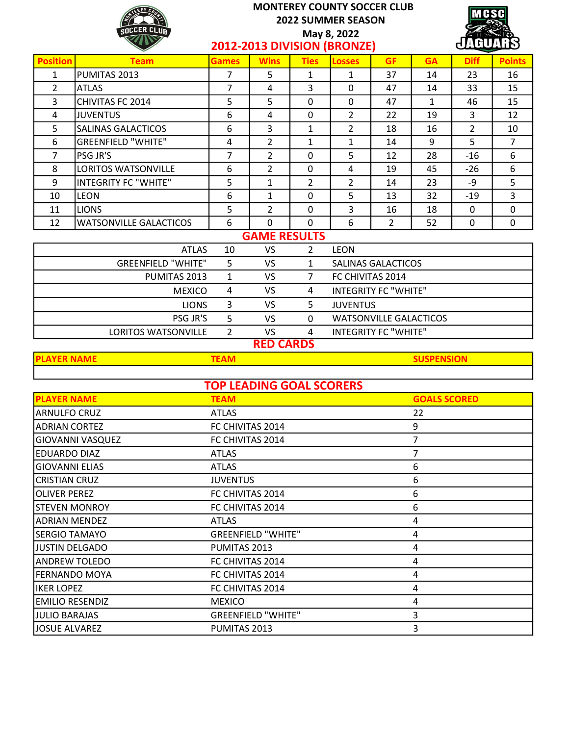# MONTEREY COUNTY SOCCER CLUB
## 2022 SUMMER SEASON
### May 8, 2022
### 2012-2013 DIVISION (BRONZE)

| Position | Team | Games | Wins | Ties | Losses | GF | GA | Diff | Points |
|---|---|---|---|---|---|---|---|---|---|
| 1 | PUMITAS 2013 | 7 | 5 | 1 | 1 | 37 | 14 | 23 | 16 |
| 2 | ATLAS | 7 | 4 | 3 | 0 | 47 | 14 | 33 | 15 |
| 3 | CHIVITAS FC 2014 | 5 | 5 | 0 | 0 | 47 | 1 | 46 | 15 |
| 4 | JUVENTUS | 6 | 4 | 0 | 2 | 22 | 19 | 3 | 12 |
| 5 | SALINAS GALACTICOS | 6 | 3 | 1 | 2 | 18 | 16 | 2 | 10 |
| 6 | GREENFIELD "WHITE" | 4 | 2 | 1 | 1 | 14 | 9 | 5 | 7 |
| 7 | PSG JR'S | 7 | 2 | 0 | 5 | 12 | 28 | -16 | 6 |
| 8 | LORITOS WATSONVILLE | 6 | 2 | 0 | 4 | 19 | 45 | -26 | 6 |
| 9 | INTEGRITY FC "WHITE" | 5 | 1 | 2 | 2 | 14 | 23 | -9 | 5 |
| 10 | LEON | 6 | 1 | 0 | 5 | 13 | 32 | -19 | 3 |
| 11 | LIONS | 5 | 2 | 0 | 3 | 16 | 18 | 0 | 0 |
| 12 | WATSONVILLE GALACTICOS | 6 | 0 | 0 | 6 | 2 | 52 | 0 | 0 |

## GAME RESULTS

| | | | | |
|---|---|---|---|---|
| ATLAS | 10 | VS | 2 | LEON |
| GREENFIELD "WHITE" | 5 | VS | 1 | SALINAS GALACTICOS |
| PUMITAS 2013 | 1 | VS | 7 | FC CHIVITAS 2014 |
| MEXICO | 4 | VS | 4 | INTEGRITY FC "WHITE" |
| LIONS | 3 | VS | 5 | JUVENTUS |
| PSG JR'S | 5 | VS | 0 | WATSONVILLE GALACTICOS |
| LORITOS WATSONVILLE | 2 | VS | 4 | INTEGRITY FC "WHITE" |

## RED CARDS

| PLAYER NAME | TEAM | SUSPENSION |
|---|---|---|
| | | |

## TOP LEADING GOAL SCORERS

| PLAYER NAME | TEAM | GOALS SCORED |
|---|---|---|
| ARNULFO CRUZ | ATLAS | 22 |
| ADRIAN CORTEZ | FC CHIVITAS 2014 | 9 |
| GIOVANNI VASQUEZ | FC CHIVITAS 2014 | 7 |
| EDUARDO DIAZ | ATLAS | 7 |
| GIOVANNI ELIAS | ATLAS | 6 |
| CRISTIAN CRUZ | JUVENTUS | 6 |
| OLIVER PEREZ | FC CHIVITAS 2014 | 6 |
| STEVEN MONROY | FC CHIVITAS 2014 | 6 |
| ADRIAN MENDEZ | ATLAS | 4 |
| SERGIO TAMAYO | GREENFIELD "WHITE" | 4 |
| JUSTIN DELGADO | PUMITAS 2013 | 4 |
| ANDREW TOLEDO | FC CHIVITAS 2014 | 4 |
| FERNANDO MOYA | FC CHIVITAS 2014 | 4 |
| IKER LOPEZ | FC CHIVITAS 2014 | 4 |
| EMILIO RESENDIZ | MEXICO | 4 |
| JULIO BARAJAS | GREENFIELD "WHITE" | 3 |
| JOSUE ALVAREZ | PUMITAS 2013 | 3 |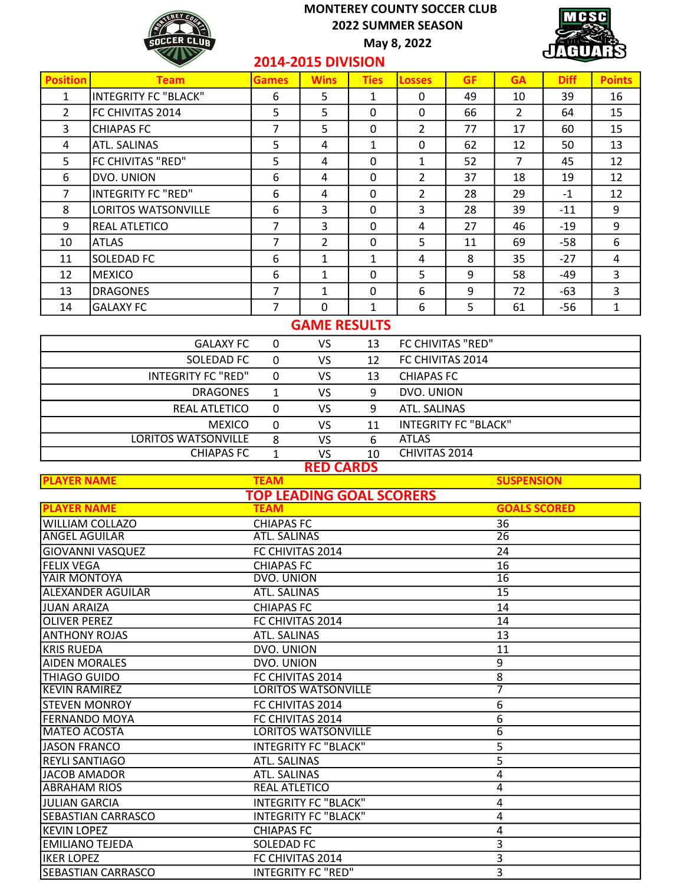# MONTEREY COUNTY SOCCER CLUB
## 2022 SUMMER SEASON
### May 8, 2022

## 2014-2015 DIVISION

| Position | Team | Games | Wins | Ties | Losses | GF | GA | Diff | Points |
|---|---|---|---|---|---|---|---|---|---|
| 1 | INTEGRITY FC "BLACK" | 6 | 5 | 1 | 0 | 49 | 10 | 39 | 16 |
| 2 | FC CHIVITAS 2014 | 5 | 5 | 0 | 0 | 66 | 2 | 64 | 15 |
| 3 | CHIAPAS FC | 7 | 5 | 0 | 2 | 77 | 17 | 60 | 15 |
| 4 | ATL. SALINAS | 5 | 4 | 1 | 0 | 62 | 12 | 50 | 13 |
| 5 | FC CHIVITAS "RED" | 5 | 4 | 0 | 1 | 52 | 7 | 45 | 12 |
| 6 | DVO. UNION | 6 | 4 | 0 | 2 | 37 | 18 | 19 | 12 |
| 7 | INTEGRITY FC "RED" | 6 | 4 | 0 | 2 | 28 | 29 | -1 | 12 |
| 8 | LORITOS WATSONVILLE | 6 | 3 | 0 | 3 | 28 | 39 | -11 | 9 |
| 9 | REAL ATLETICO | 7 | 3 | 0 | 4 | 27 | 46 | -19 | 9 |
| 10 | ATLAS | 7 | 2 | 0 | 5 | 11 | 69 | -58 | 6 |
| 11 | SOLEDAD FC | 6 | 1 | 1 | 4 | 8 | 35 | -27 | 4 |
| 12 | MEXICO | 6 | 1 | 0 | 5 | 9 | 58 | -49 | 3 |
| 13 | DRAGONES | 7 | 1 | 0 | 6 | 9 | 72 | -63 | 3 |
| 14 | GALAXY FC | 7 | 0 | 1 | 6 | 5 | 61 | -56 | 1 |

## GAME RESULTS

| | | | | |
|---|---|---|---|---|
| GALAXY FC | 0 | VS | 13 | FC CHIVITAS "RED" |
| SOLEDAD FC | 0 | VS | 12 | FC CHIVITAS 2014 |
| INTEGRITY FC "RED" | 0 | VS | 13 | CHIAPAS FC |
| DRAGONES | 1 | VS | 9 | DVO. UNION |
| REAL ATLETICO | 0 | VS | 9 | ATL. SALINAS |
| MEXICO | 0 | VS | 11 | INTEGRITY FC "BLACK" |
| LORITOS WATSONVILLE | 8 | VS | 6 | ATLAS |
| CHIAPAS FC | 1 | VS | 10 | CHIVITAS 2014 |

## RED CARDS

| PLAYER NAME | TEAM | SUSPENSION |
|---|---|---|

## TOP LEADING GOAL SCORERS

| PLAYER NAME | TEAM | GOALS SCORED |
|---|---|---|
| WILLIAM COLLAZO | CHIAPAS FC | 36 |
| ANGEL AGUILAR | ATL. SALINAS | 26 |
| GIOVANNI VASQUEZ | FC CHIVITAS 2014 | 24 |
| FELIX VEGA | CHIAPAS FC | 16 |
| YAIR MONTOYA | DVO. UNION | 16 |
| ALEXANDER AGUILAR | ATL. SALINAS | 15 |
| JUAN ARAIZA | CHIAPAS FC | 14 |
| OLIVER PEREZ | FC CHIVITAS 2014 | 14 |
| ANTHONY ROJAS | ATL. SALINAS | 13 |
| KRIS RUEDA | DVO. UNION | 11 |
| AIDEN MORALES | DVO. UNION | 9 |
| THIAGO GUIDO | FC CHIVITAS 2014 | 8 |
| KEVIN RAMIREZ | LORITOS WATSONVILLE | 7 |
| STEVEN MONROY | FC CHIVITAS 2014 | 6 |
| FERNANDO MOYA | FC CHIVITAS 2014 | 6 |
| MATEO ACOSTA | LORITOS WATSONVILLE | 6 |
| JASON FRANCO | INTEGRITY FC "BLACK" | 5 |
| REYLI SANTIAGO | ATL. SALINAS | 5 |
| JACOB AMADOR | ATL. SALINAS | 4 |
| ABRAHAM RIOS | REAL ATLETICO | 4 |
| JULIAN GARCIA | INTEGRITY FC "BLACK" | 4 |
| SEBASTIAN CARRASCO | INTEGRITY FC "BLACK" | 4 |
| KEVIN LOPEZ | CHIAPAS FC | 4 |
| EMILIANO TEJEDA | SOLEDAD FC | 3 |
| IKER LOPEZ | FC CHIVITAS 2014 | 3 |
| SEBASTIAN CARRASCO | INTEGRITY FC "RED" | 3 |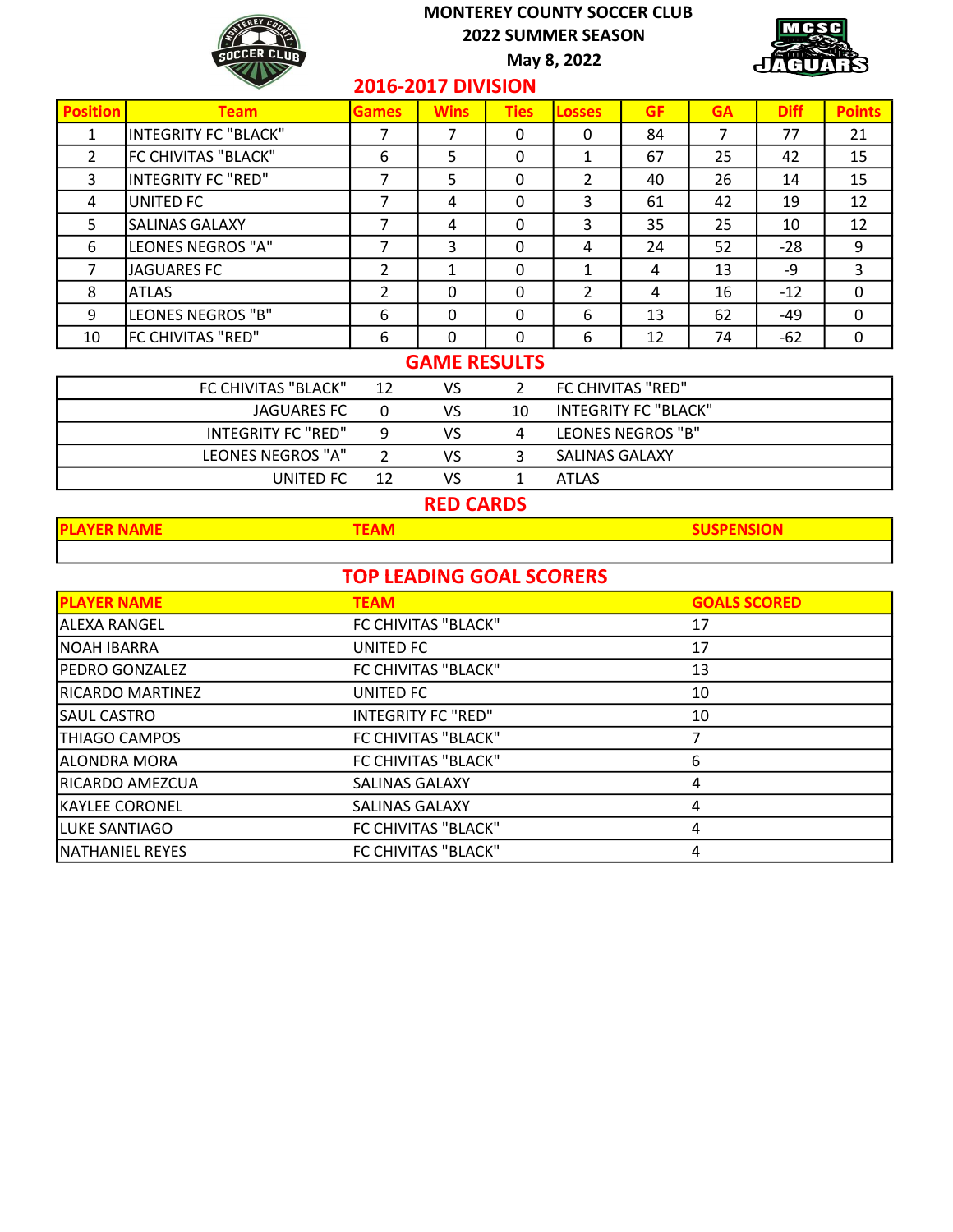# MONTEREY COUNTY SOCCER CLUB

## 2022 SUMMER SEASON

May 8, 2022

## 2016-2017 DIVISION

| Position | Team | Games | Wins | Ties | Losses | GF | GA | Diff | Points |
|---|---|---|---|---|---|---|---|---|---|
| 1 | INTEGRITY FC "BLACK" | 7 | 7 | 0 | 0 | 84 | 7 | 77 | 21 |
| 2 | FC CHIVITAS "BLACK" | 6 | 5 | 0 | 1 | 67 | 25 | 42 | 15 |
| 3 | INTEGRITY FC "RED" | 7 | 5 | 0 | 2 | 40 | 26 | 14 | 15 |
| 4 | UNITED FC | 7 | 4 | 0 | 3 | 61 | 42 | 19 | 12 |
| 5 | SALINAS GALAXY | 7 | 4 | 0 | 3 | 35 | 25 | 10 | 12 |
| 6 | LEONES NEGROS "A" | 7 | 3 | 0 | 4 | 24 | 52 | -28 | 9 |
| 7 | JAGUARES FC | 2 | 1 | 0 | 1 | 4 | 13 | -9 | 3 |
| 8 | ATLAS | 2 | 0 | 0 | 2 | 4 | 16 | -12 | 0 |
| 9 | LEONES NEGROS "B" | 6 | 0 | 0 | 6 | 13 | 62 | -49 | 0 |
| 10 | FC CHIVITAS "RED" | 6 | 0 | 0 | 6 | 12 | 74 | -62 | 0 |

## GAME RESULTS

| Team | Score | | Score | Team |
|---|---|---|---|---|
| FC CHIVITAS "BLACK" | 12 | VS | 2 | FC CHIVITAS "RED" |
| JAGUARES FC | 0 | VS | 10 | INTEGRITY FC "BLACK" |
| INTEGRITY FC "RED" | 9 | VS | 4 | LEONES NEGROS "B" |
| LEONES NEGROS "A" | 2 | VS | 3 | SALINAS GALAXY |
| UNITED FC | 12 | VS | 1 | ATLAS |

## RED CARDS

| PLAYER NAME | TEAM | SUSPENSION |
|---|---|---|
| | | |

## TOP LEADING GOAL SCORERS

| PLAYER NAME | TEAM | GOALS SCORED |
|---|---|---|
| ALEXA RANGEL | FC CHIVITAS "BLACK" | 17 |
| NOAH IBARRA | UNITED FC | 17 |
| PEDRO GONZALEZ | FC CHIVITAS "BLACK" | 13 |
| RICARDO MARTINEZ | UNITED FC | 10 |
| SAUL CASTRO | INTEGRITY FC "RED" | 10 |
| THIAGO CAMPOS | FC CHIVITAS "BLACK" | 7 |
| ALONDRA MORA | FC CHIVITAS "BLACK" | 6 |
| RICARDO AMEZCUA | SALINAS GALAXY | 4 |
| KAYLEE CORONEL | SALINAS GALAXY | 4 |
| LUKE SANTIAGO | FC CHIVITAS "BLACK" | 4 |
| NATHANIEL REYES | FC CHIVITAS "BLACK" | 4 |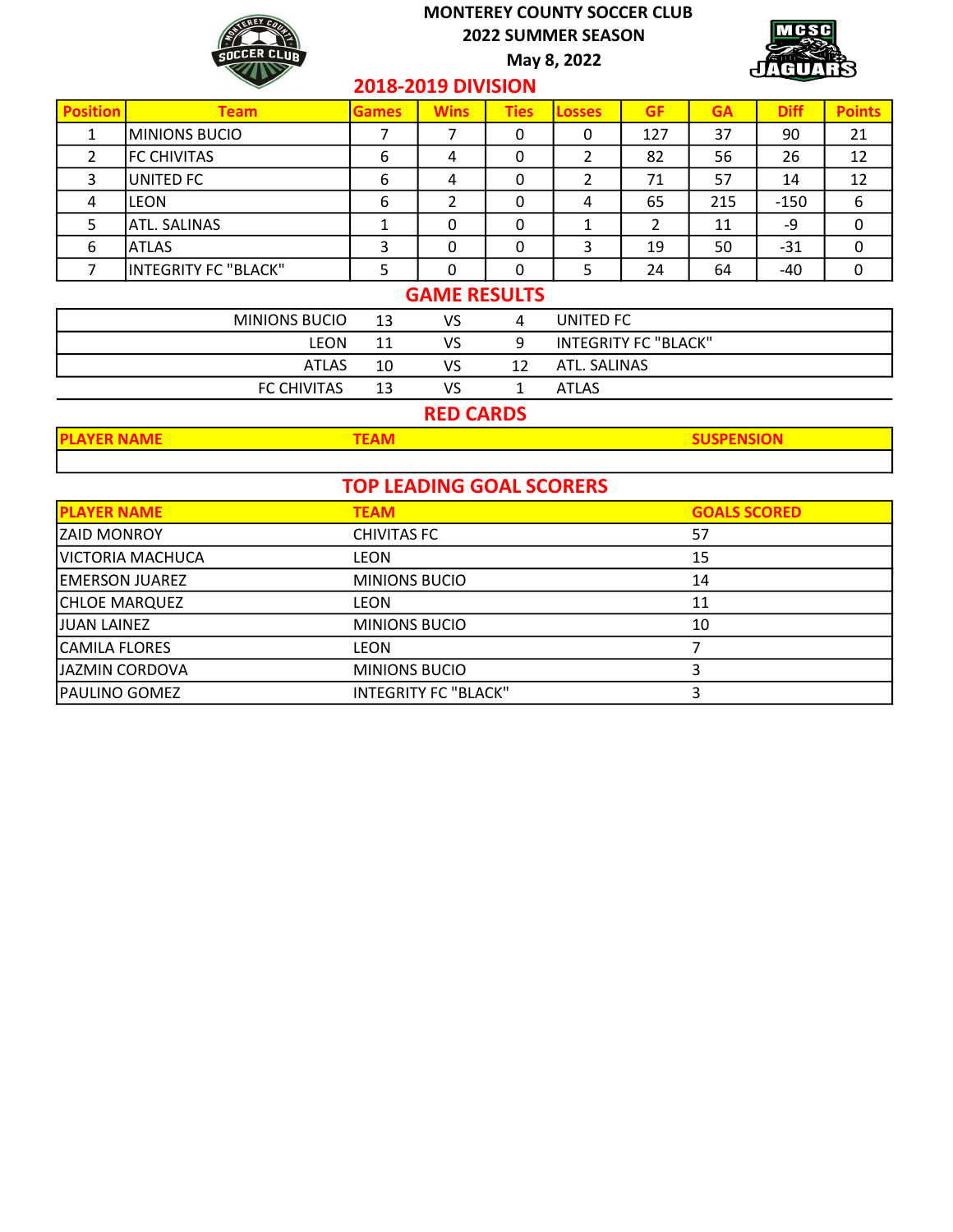# MONTEREY COUNTY SOCCER CLUB

## 2022 SUMMER SEASON

May 8, 2022

## 2018-2019 DIVISION

| Position | Team | Games | Wins | Ties | Losses | GF | GA | Diff | Points |
|---|---|---|---|---|---|---|---|---|---|
| 1 | MINIONS BUCIO | 7 | 7 | 0 | 0 | 127 | 37 | 90 | 21 |
| 2 | FC CHIVITAS | 6 | 4 | 0 | 2 | 82 | 56 | 26 | 12 |
| 3 | UNITED FC | 6 | 4 | 0 | 2 | 71 | 57 | 14 | 12 |
| 4 | LEON | 6 | 2 | 0 | 4 | 65 | 215 | -150 | 6 |
| 5 | ATL. SALINAS | 1 | 0 | 0 | 1 | 2 | 11 | -9 | 0 |
| 6 | ATLAS | 3 | 0 | 0 | 3 | 19 | 50 | -31 | 0 |
| 7 | INTEGRITY FC "BLACK" | 5 | 0 | 0 | 5 | 24 | 64 | -40 | 0 |

## GAME RESULTS

| | | | | |
|---|---|---|---|---|
| MINIONS BUCIO | 13 | VS | 4 | UNITED FC |
| LEON | 11 | VS | 9 | INTEGRITY FC "BLACK" |
| ATLAS | 10 | VS | 12 | ATL. SALINAS |
| FC CHIVITAS | 13 | VS | 1 | ATLAS |

## RED CARDS

| PLAYER NAME | TEAM | SUSPENSION |
|---|---|---|
| | | |

## TOP LEADING GOAL SCORERS

| PLAYER NAME | TEAM | GOALS SCORED |
|---|---|---|
| ZAID MONROY | CHIVITAS FC | 57 |
| VICTORIA MACHUCA | LEON | 15 |
| EMERSON JUAREZ | MINIONS BUCIO | 14 |
| CHLOE MARQUEZ | LEON | 11 |
| JUAN LAINEZ | MINIONS BUCIO | 10 |
| CAMILA FLORES | LEON | 7 |
| JAZMIN CORDOVA | MINIONS BUCIO | 3 |
| PAULINO GOMEZ | INTEGRITY FC "BLACK" | 3 |